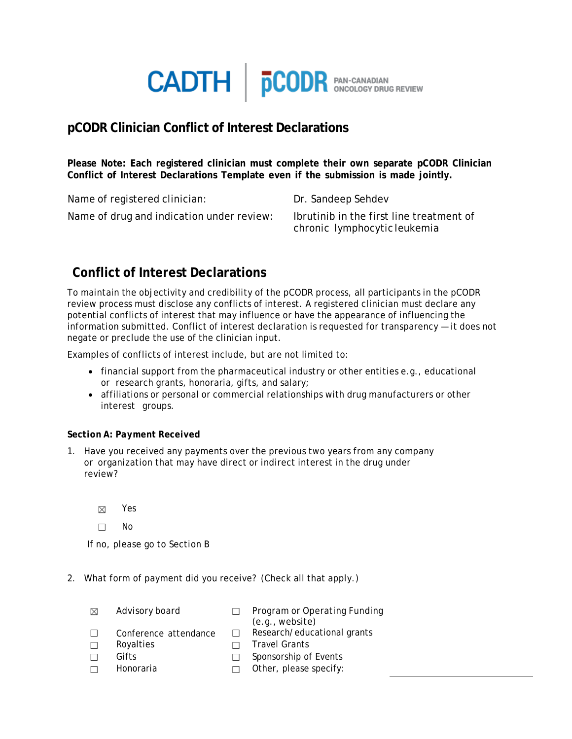CADTH | pCODR PAN-CANADIAN ONCOLOGY DRUG REVIEW

## pCODR Clinician Conflict of Interest Declarations

**Please Note: Each registered clinician must complete their own separate pCODR Clinician Conflict of Interest Declarations Template even if the submission is made jointly.**

Name of registered clinician: Dr. Sandeep Sehdev

Name of drug and indication under review: Ibrutinib in the first line treatment of chronic lymphocytic leukemia

## Conflict of Interest Declarations

To maintain the objectivity and credibility of the pCODR process, all participants in the pCODR review process must disclose any conflicts of interest. A registered clinician must declare any potential conflicts of interest that may influence or have the appearance of influencing the information submitted. Conflict of interest declaration is requested for transparency — it does not negate or preclude the use of the clinician input.

Examples of conflicts of interest include, but are not limited to:

- financial support from the pharmaceutical industry or other entities e.g., educational or research grants, honoraria, gifts, and salary;
- affiliations or personal or commercial relationships with drug manufacturers or other interest groups.

***Section A: Payment Received***

1. Have you received any payments over the previous two years from any company or organization that may have direct or indirect interest in the drug under review?

   ☒ Yes

   ☐ No

   If no, please go to Section B

2. What form of payment did you receive? (Check all that apply.)

   ☒ Advisory board

   ☐ Conference attendance

   ☐ Royalties

   ☐ Gifts

   ☐ Honoraria

   ☐ Program or Operating Funding (e.g., website)

   ☐ Research/educational grants

   ☐ Travel Grants

   ☐ Sponsorship of Events

   ☐ Other, please specify: ____________________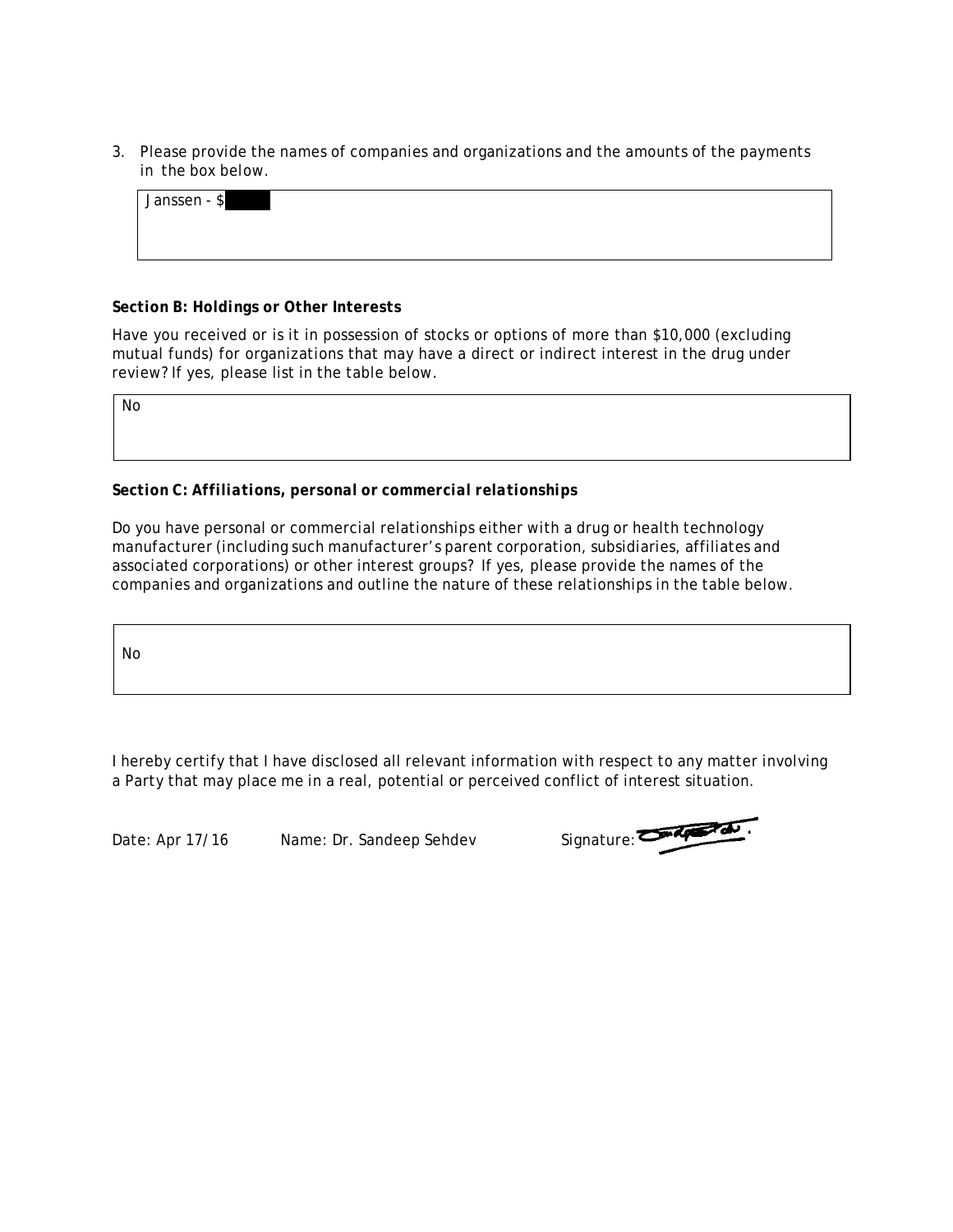3. Please provide the names of companies and organizations and the amounts of the payments in the box below.

| |
|---|
| Janssen - $ |

***Section B: Holdings or Other Interests***

*Have you received or is it in possession of stocks or options of more than $10,000 (excluding mutual funds) for organizations that may have a direct or indirect interest in the drug under review? If yes, please list in the table below.*

| |
|---|
| No |

***Section C: Affiliations, personal or commercial relationships***

*Do you have personal or commercial relationships either with a drug or health technology manufacturer (including such manufacturer's parent corporation, subsidiaries, affiliates and associated corporations) or other interest groups? If yes, please provide the names of the companies and organizations and outline the nature of these relationships in the table below.*

| |
|---|
| No |

I hereby certify that I have disclosed all relevant information with respect to any matter involving a Party that may place me in a real, potential or perceived conflict of interest situation.

Date: Apr 17/16    Name: Dr. Sandeep Sehdev    Signature: